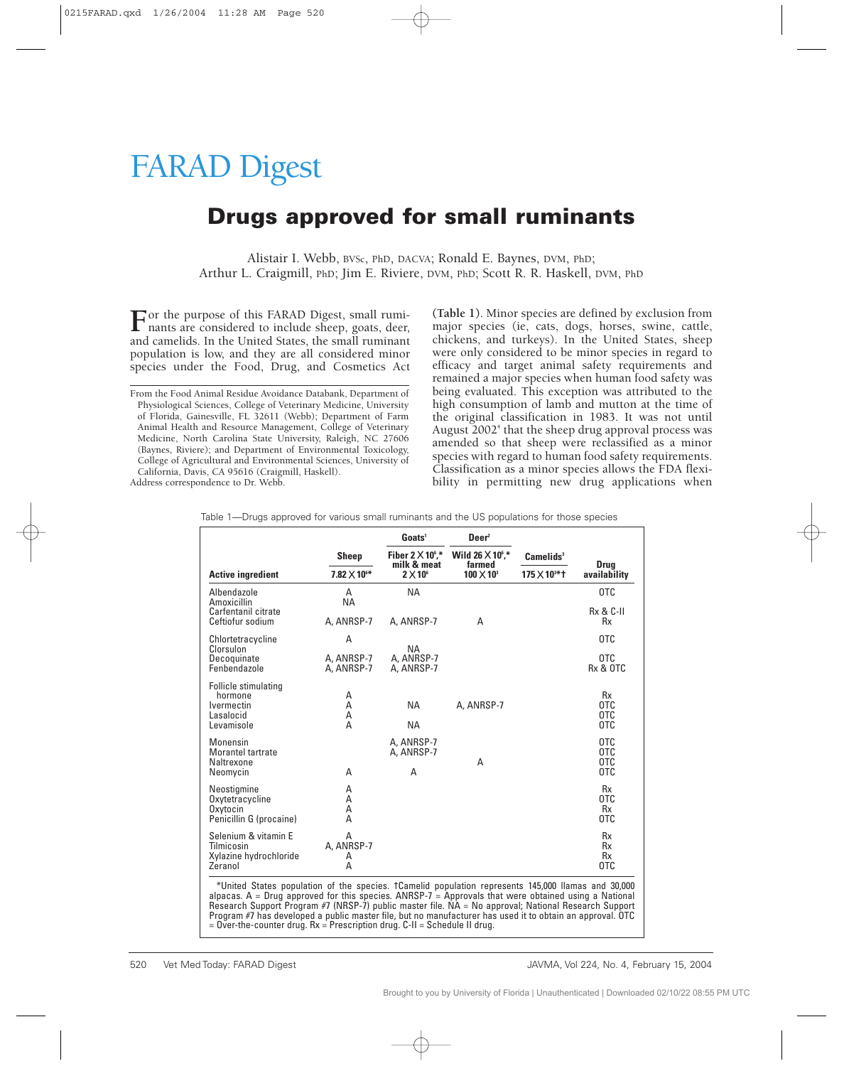# FARAD Digest

## Drugs approved for small ruminants

Alistair I. Webb, BVSc, PhD, DACVA; Ronald E. Baynes, DVM, PhD; Arthur L. Craigmill, PhD; Jim E. Riviere, DVM, PhD; Scott R. R. Haskell, DVM, PhD

For the purpose of this FARAD Digest, small ruminants are considered to include sheep, goats, deer, and camelids. In the United States, the small ruminant population is low, and they are all considered minor species under the Food, Drug, and Cosmetics Act (**Table 1**). Minor species are defined by exclusion from major species (ie, cats, dogs, horses, swine, cattle, chickens, and turkeys). In the United States, sheep were only considered to be minor species in regard to efficacy and target animal safety requirements and remained a major species when human food safety was being evaluated. This exception was attributed to the high consumption of lamb and mutton at the time of the original classification in 1983. It was not until August 2002[4] that the sheep drug approval process was amended so that sheep were reclassified as a minor species with regard to human food safety requirements. Classification as a minor species allows the FDA flexibility in permitting new drug applications when

From the Food Animal Residue Avoidance Databank, Department of Physiological Sciences, College of Veterinary Medicine, University of Florida, Gainesville, FL 32611 (Webb); Department of Farm Animal Health and Resource Management, College of Veterinary Medicine, North Carolina State University, Raleigh, NC 27606 (Baynes, Riviere); and Department of Environmental Toxicology, College of Agricultural and Environmental Sciences, University of California, Davis, CA 95616 (Craigmill, Haskell).

Address correspondence to Dr. Webb.

Table 1—Drugs approved for various small ruminants and the US populations for those species

| Active ingredient | Sheep $7.82 \times 10^6$* | Goats[1] Fiber $2 \times 10^6$,* milk & meat $2 \times 10^6$ | Deer[2] Wild $26 \times 10^6$,* farmed $100 \times 10^3$ | Camelids[3] $175 \times 10^3$*† | Drug availability |
|---|---|---|---|---|---|
| Albendazole | A | NA | | | OTC |
| Amoxicillin | NA | | | | |
| Carfentanil citrate | | | | | Rx & C-II |
| Ceftiofur sodium | A, ANRSP-7 | A, ANRSP-7 | A | | Rx |
| Chlortetracycline | A | | | | OTC |
| Clorsulon | | NA | | | |
| Decoquinate | A, ANRSP-7 | A, ANRSP-7 | | | OTC |
| Fenbendazole | A, ANRSP-7 | A, ANRSP-7 | | | Rx & OTC |
| Follicle stimulating hormone | A | | | | Rx |
| Ivermectin | A | NA | A, ANRSP-7 | | OTC |
| Lasalocid | A | | | | OTC |
| Levamisole | A | NA | | | OTC |
| Monensin | | A, ANRSP-7 | | | OTC |
| Morantel tartrate | | A, ANRSP-7 | | | OTC |
| Naltrexone | | | A | | OTC |
| Neomycin | A | A | | | OTC |
| Neostigmine | A | | | | Rx |
| Oxytetracycline | A | | | | OTC |
| Oxytocin | A | | | | Rx |
| Penicillin G (procaine) | A | | | | OTC |
| Selenium & vitamin E | A | | | | Rx |
| Tilmicosin | A, ANRSP-7 | | | | Rx |
| Xylazine hydrochloride | A | | | | Rx |
| Zeranol | A | | | | OTC |

*United States population of the species. †Camelid population represents 145,000 llamas and 30,000 alpacas. A = Drug approved for this species. ANRSP-7 = Approvals that were obtained using a National Research Support Program #7 (NRSP-7) public master file. NA = No approval; National Research Support Program #7 has developed a public master file, but no manufacturer has used it to obtain an approval. OTC = Over-the-counter drug. Rx = Prescription drug. C-II = Schedule II drug.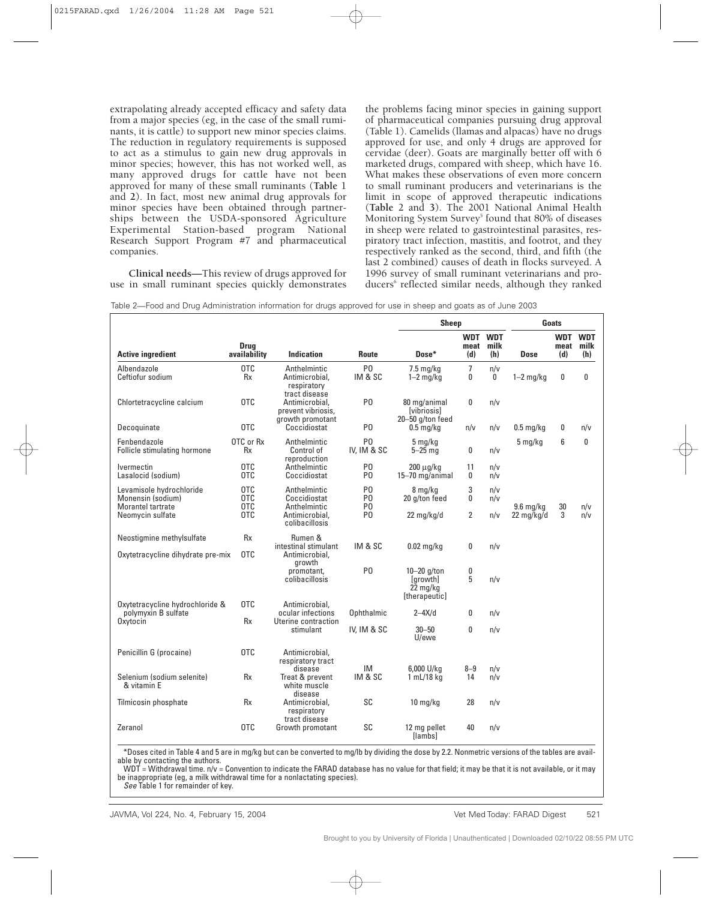extrapolating already accepted efficacy and safety data from a major species (eg, in the case of the small ruminants, it is cattle) to support new minor species claims. The reduction in regulatory requirements is supposed to act as a stimulus to gain new drug approvals in minor species; however, this has not worked well, as many approved drugs for cattle have not been approved for many of these small ruminants (**Table** 1 and **2**). In fact, most new animal drug approvals for minor species have been obtained through partnerships between the USDA-sponsored Agriculture Experimental Station-based program National Research Support Program #7 and pharmaceutical companies.

**Clinical needs—**This review of drugs approved for use in small ruminant species quickly demonstrates the problems facing minor species in gaining support of pharmaceutical companies pursuing drug approval (Table 1). Camelids (llamas and alpacas) have no drugs approved for use, and only 4 drugs are approved for cervidae (deer). Goats are marginally better off with 6 marketed drugs, compared with sheep, which have 16. What makes these observations of even more concern to small ruminant producers and veterinarians is the limit in scope of approved therapeutic indications (**Table** 2 and **3**). The 2001 National Animal Health Monitoring System Survey[5] found that 80% of diseases in sheep were related to gastrointestinal parasites, respiratory tract infection, mastitis, and footrot, and they respectively ranked as the second, third, and fifth (the last 2 combined) causes of death in flocks surveyed. A 1996 survey of small ruminant veterinarians and producers[6] reflected similar needs, although they ranked

Table 2—Food and Drug Administration information for drugs approved for use in sheep and goats as of June 2003

| | | | | Sheep | | | Goats | | |
|---|---|---|---|---|---|---|---|---|---|
| **Active ingredient** | **Drug availability** | **Indication** | **Route** | **Dose*** | **WDT meat (d)** | **WDT milk (h)** | **Dose** | **WDT meat (d)** | **WDT milk (h)** |
| Albendazole | OTC | Anthelmintic | PO | 7.5 mg/kg | 7 | n/v | | | |
| Ceftiofur sodium | Rx | Antimicrobial, respiratory tract disease | IM & SC | 1–2 mg/kg | 0 | 0 | 1–2 mg/kg | 0 | 0 |
| Chlortetracycline calcium | OTC | Antimicrobial, prevent vibriosis, growth promotant | PO | 80 mg/animal [vibriosis] 20–50 g/ton feed | 0 | n/v | | | |
| Decoquinate | OTC | Coccidiostat | PO | 0.5 mg/kg | n/v | n/v | 0.5 mg/kg | 0 | n/v |
| Fenbendazole | OTC or Rx | Anthelmintic | PO | 5 mg/kg | | | 5 mg/kg | 6 | 0 |
| Follicle stimulating hormone | Rx | Control of reproduction | IV, IM & SC | 5–25 mg | 0 | n/v | | | |
| Ivermectin | OTC | Anthelmintic | PO | 200 µg/kg | 11 | n/v | | | |
| Lasalocid (sodium) | OTC | Coccidiostat | PO | 15–70 mg/animal | 0 | n/v | | | |
| Levamisole hydrochloride | OTC | Anthelmintic | PO | 8 mg/kg | 3 | n/v | | | |
| Monensin (sodium) | OTC | Coccidiostat | PO | 20 g/ton feed | 0 | n/v | | | |
| Morantel tartrate | OTC | Anthelmintic | PO | | | | 9.6 mg/kg | 30 | n/v |
| Neomycin sulfate | OTC | Antimicrobial, colibacillosis | PO | 22 mg/kg/d | 2 | n/v | 22 mg/kg/d | 3 | n/v |
| Neostigmine methylsulfate | Rx | Rumen & intestinal stimulant | IM & SC | 0.02 mg/kg | 0 | n/v | | | |
| Oxytetracycline dihydrate pre-mix | OTC | Antimicrobial, growth promotant, colibacillosis | PO | 10–20 g/ton [growth] 22 mg/kg [therapeutic] | 0 5 | n/v | | | |
| Oxytetracycline hydrochloride & polymyxin B sulfate | OTC | Antimicrobial, ocular infections | Ophthalmic | 2–4X/d | 0 | n/v | | | |
| Oxytocin | Rx | Uterine contraction stimulant | IV, IM & SC | 30–50 U/ewe | 0 | n/v | | | |
| Penicillin G (procaine) | OTC | Antimicrobial, respiratory tract disease | IM | 6,000 U/kg | 8–9 | n/v | | | |
| Selenium (sodium selenite) & vitamin E | Rx | Treat & prevent white muscle disease | IM & SC | 1 mL/18 kg | 14 | n/v | | | |
| Tilmicosin phosphate | Rx | Antimicrobial, respiratory tract disease | SC | 10 mg/kg | 28 | n/v | | | |
| Zeranol | OTC | Growth promotant | SC | 12 mg pellet [lambs] | 40 | n/v | | | |

*Doses cited in Table 4 and 5 are in mg/kg but can be converted to mg/lb by dividing the dose by 2.2. Nonmetric versions of the tables are available by contacting the authors.
WDT = Withdrawal time. n/v = Convention to indicate the FARAD database has no value for that field; it may be that it is not available, or it may be inappropriate (eg, a milk withdrawal time for a nonlactating species).
*See* Table 1 for remainder of key.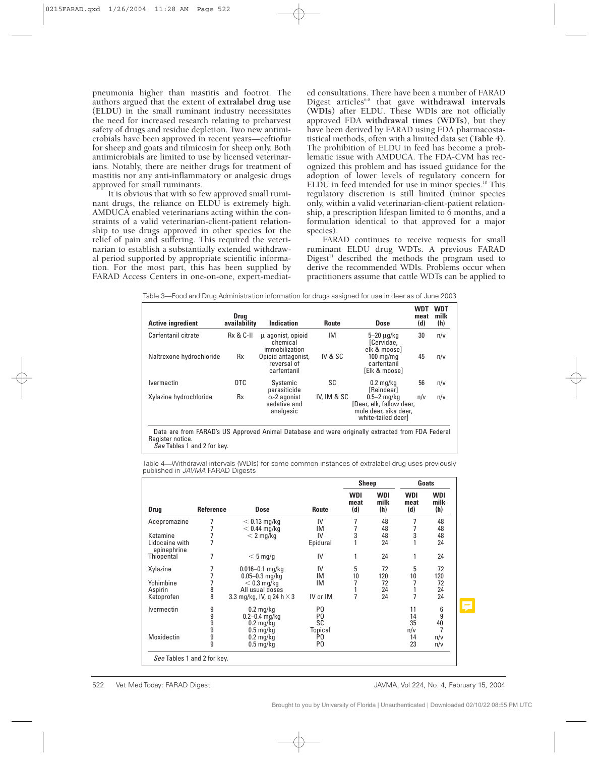pneumonia higher than mastitis and footrot. The authors argued that the extent of **extralabel drug use (ELDU)** in the small ruminant industry necessitates the need for increased research relating to preharvest safety of drugs and residue depletion. Two new antimicrobials have been approved in recent years—ceftiofur for sheep and goats and tilmicosin for sheep only. Both antimicrobials are limited to use by licensed veterinarians. Notably, there are neither drugs for treatment of mastitis nor any anti-inflammatory or analgesic drugs approved for small ruminants.

It is obvious that with so few approved small ruminant drugs, the reliance on ELDU is extremely high. AMDUCA enabled veterinarians acting within the constraints of a valid veterinarian-client-patient relationship to use drugs approved in other species for the relief of pain and suffering. This required the veterinarian to establish a substantially extended withdrawal period supported by appropriate scientific information. For the most part, this has been supplied by FARAD Access Centers in one-on-one, expert-mediated consultations. There have been a number of FARAD Digest articles[6-8] that gave **withdrawal intervals (WDIs)** after ELDU. These WDIs are not officially approved FDA **withdrawal times (WDTs)**, but they have been derived by FARAD using FDA pharmacostatistical methods, often with a limited data set (**Table 4**). The prohibition of ELDU in feed has become a problematic issue with AMDUCA. The FDA-CVM has recognized this problem and has issued guidance for the adoption of lower levels of regulatory concern for ELDU in feed intended for use in minor species.[10] This regulatory discretion is still limited (minor species only, within a valid veterinarian-client-patient relationship, a prescription lifespan limited to 6 months, and a formulation identical to that approved for a major species).

FARAD continues to receive requests for small ruminant ELDU drug WDTs. A previous FARAD Digest[11] described the methods the program used to derive the recommended WDIs. Problems occur when practitioners assume that cattle WDTs can be applied to

Table 3—Food and Drug Administration information for drugs assigned for use in deer as of June 2003

| Active ingredient | Drug availability | Indication | Route | Dose | WDT meat (d) | WDT milk (h) |
|---|---|---|---|---|---|---|
| Carfentanil citrate | Rx & C-II | μ agonist, opioid chemical immobilization | IM | 5–20 μg/kg [Cervidae, elk & moose] | 30 | n/v |
| Naltrexone hydrochloride | Rx | Opioid antagonist, reversal of carfentanil | IV & SC | 100 mg/mg carfentanil [Elk & moose] | 45 | n/v |
| Ivermectin | OTC | Systemic parasiticide | SC | 0.2 mg/kg [Reindeer] | 56 | n/v |
| Xylazine hydrochloride | Rx | α-2 agonist sedative and analgesic | IV, IM & SC | 0.5–2 mg/kg [Deer, elk, fallow deer, mule deer, sika deer, white-tailed deer] | n/v | n/v |

Data are from FARAD's US Approved Animal Database and were originally extracted from FDA Federal Register notice.
*See* Tables 1 and 2 for key.

Table 4—Withdrawal intervals (WDIs) for some common instances of extralabel drug uses previously published in *JAVMA* FARAD Digests

| | | | | Sheep | | Goats | |
|---|---|---|---|---|---|---|---|
| Drug | Reference | Dose | Route | WDI meat (d) | WDI milk (h) | WDI meat (d) | WDI milk (h) |
| Acepromazine | 7 | < 0.13 mg/kg | IV | 7 | 48 | 7 | 48 |
| | 7 | < 0.44 mg/kg | IM | 7 | 48 | 7 | 48 |
| Ketamine | 7 | < 2 mg/kg | IV | 3 | 48 | 3 | 48 |
| Lidocaine with epinephrine | 7 | | Epidural | 1 | 24 | 1 | 24 |
| Thiopental | 7 | < 5 mg/g | IV | 1 | 24 | 1 | 24 |
| Xylazine | 7 | 0.016–0.1 mg/kg | IV | 5 | 72 | 5 | 72 |
| | 7 | 0.05–0.3 mg/kg | IM | 10 | 120 | 10 | 120 |
| Yohimbine | 7 | < 0.3 mg/kg | IM | 7 | 72 | 7 | 72 |
| Aspirin | 8 | All usual doses | | 1 | 24 | 1 | 24 |
| Ketoprofen | 8 | 3.3 mg/kg, IV, q 24 h × 3 | IV or IM | 7 | 24 | 7 | 24 |
| Ivermectin | 9 | 0.2 mg/kg | PO | | | 11 | 6 |
| | 9 | 0.2–0.4 mg/kg | PO | | | 14 | 9 |
| | 9 | 0.2 mg/kg | SC | | | 35 | 40 |
| | 9 | 0.5 mg/kg | Topical | | | n/v | 7 |
| Moxidectin | 9 | 0.2 mg/kg | PO | | | 14 | n/v |
| | 9 | 0.5 mg/kg | PO | | | 23 | n/v |

*See* Tables 1 and 2 for key.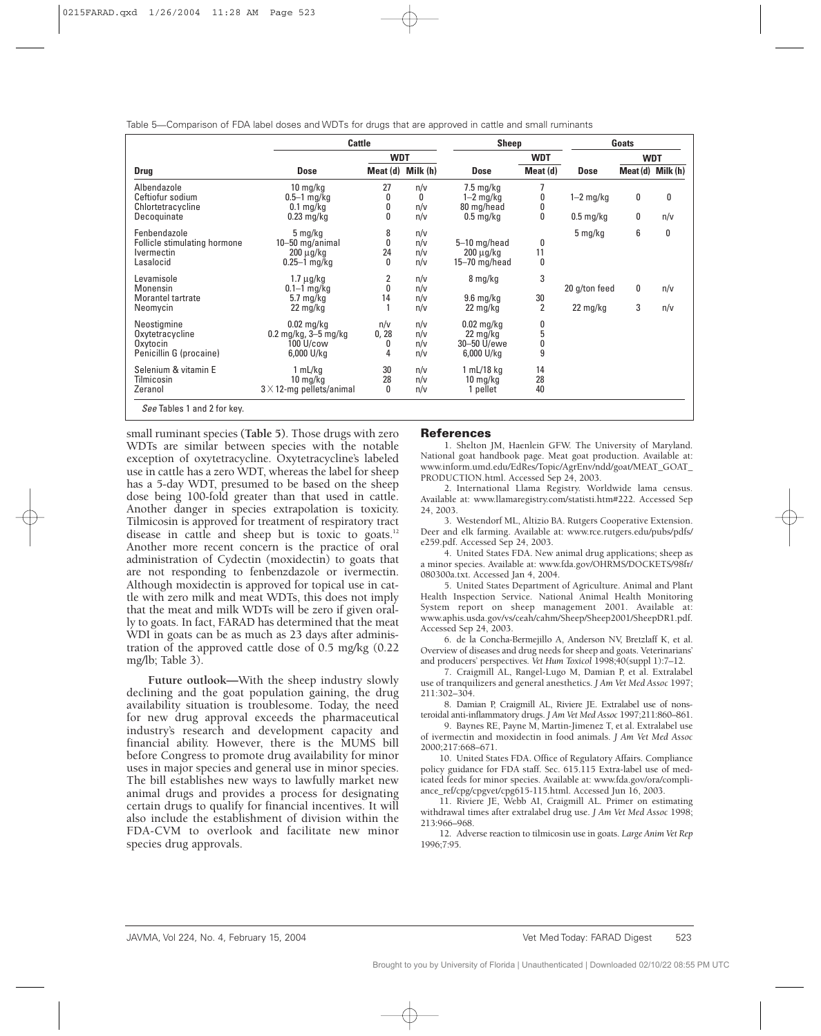Table 5—Comparison of FDA label doses and WDTs for drugs that are approved in cattle and small ruminants

| | Cattle | | | Sheep | | Goats | | |
|---|---|---|---|---|---|---|---|---|
| | | WDT | | | WDT | | WDT | |
| Drug | Dose | Meat (d) | Milk (h) | Dose | Meat (d) | Dose | Meat (d) | Milk (h) |
| Albendazole | 10 mg/kg | 27 | n/v | 7.5 mg/kg | 7 | | | |
| Ceftiofur sodium | 0.5–1 mg/kg | 0 | 0 | 1–2 mg/kg | 0 | 1–2 mg/kg | 0 | 0 |
| Chlortetracycline | 0.1 mg/kg | 0 | n/v | 80 mg/head | 0 | | | |
| Decoquinate | 0.23 mg/kg | 0 | n/v | 0.5 mg/kg | 0 | 0.5 mg/kg | 0 | n/v |
| Fenbendazole | 5 mg/kg | 8 | n/v | | | 5 mg/kg | 6 | 0 |
| Follicle stimulating hormone | 10–50 mg/animal | 0 | n/v | 5–10 mg/head | 0 | | | |
| Ivermectin | 200 µg/kg | 24 | n/v | 200 µg/kg | 11 | | | |
| Lasalocid | 0.25–1 mg/kg | 0 | n/v | 15–70 mg/head | 0 | | | |
| Levamisole | 1.7 µg/kg | 2 | n/v | 8 mg/kg | 3 | | | |
| Monensin | 0.1–1 mg/kg | 0 | n/v | | | 20 g/ton feed | 0 | n/v |
| Morantel tartrate | 5.7 mg/kg | 14 | n/v | 9.6 mg/kg | 30 | | | |
| Neomycin | 22 mg/kg | 1 | n/v | 22 mg/kg | 2 | 22 mg/kg | 3 | n/v |
| Neostigmine | 0.02 mg/kg | n/v | n/v | 0.02 mg/kg | 0 | | | |
| Oxytetracycline | 0.2 mg/kg, 3–5 mg/kg | 0, 28 | n/v | 22 mg/kg | 5 | | | |
| Oxytocin | 100 U/cow | 0 | n/v | 30–50 U/ewe | 0 | | | |
| Penicillin G (procaine) | 6,000 U/kg | 4 | n/v | 6,000 U/kg | 9 | | | |
| Selenium & vitamin E | 1 mL/kg | 30 | n/v | 1 mL/18 kg | 14 | | | |
| Tilmicosin | 10 mg/kg | 28 | n/v | 10 mg/kg | 28 | | | |
| Zeranol | 3 × 12-mg pellets/animal | 0 | n/v | 1 pellet | 40 | | | |

*See* Tables 1 and 2 for key.

small ruminant species (**Table 5**). Those drugs with zero WDTs are similar between species with the notable exception of oxytetracycline. Oxytetracycline's labeled use in cattle has a zero WDT, whereas the label for sheep has a 5-day WDT, presumed to be based on the sheep dose being 100-fold greater than that used in cattle. Another danger in species extrapolation is toxicity. Tilmicosin is approved for treatment of respiratory tract disease in cattle and sheep but is toxic to goats.[12] Another more recent concern is the practice of oral administration of Cydectin (moxidectin) to goats that are not responding to fenbenzdazole or ivermectin. Although moxidectin is approved for topical use in cattle with zero milk and meat WDTs, this does not imply that the meat and milk WDTs will be zero if given orally to goats. In fact, FARAD has determined that the meat WDI in goats can be as much as 23 days after administration of the approved cattle dose of 0.5 mg/kg (0.22 mg/lb; Table 3).

**Future outlook**—With the sheep industry slowly declining and the goat population gaining, the drug availability situation is troublesome. Today, the need for new drug approval exceeds the pharmaceutical industry's research and development capacity and financial ability. However, there is the MUMS bill before Congress to promote drug availability for minor uses in major species and general use in minor species. The bill establishes new ways to lawfully market new animal drugs and provides a process for designating certain drugs to qualify for financial incentives. It will also include the establishment of division within the FDA-CVM to overlook and facilitate new minor species drug approvals.

## References

1. Shelton JM, Haenlein GFW. The University of Maryland. National goat handbook page. Meat goat production. Available at: www.inform.umd.edu/EdRes/Topic/AgrEnv/ndd/goat/MEAT_GOAT_PRODUCTION.html. Accessed Sep 24, 2003.
2. International Llama Registry. Worldwide lama census. Available at: www.llamaregistry.com/statisti.htm#222. Accessed Sep 24, 2003.
3. Westendorf ML, Altizio BA. Rutgers Cooperative Extension. Deer and elk farming. Available at: www.rce.rutgers.edu/pubs/pdfs/e259.pdf. Accessed Sep 24, 2003.
4. United States FDA. New animal drug applications; sheep as a minor species. Available at: www.fda.gov/OHRMS/DOCKETS/98fr/080300a.txt. Accessed Jan 4, 2004.
5. United States Department of Agriculture. Animal and Plant Health Inspection Service. National Animal Health Monitoring System report on sheep management 2001. Available at: www.aphis.usda.gov/vs/ceah/cahm/Sheep/Sheep2001/SheepDR1.pdf. Accessed Sep 24, 2003.
6. de la Concha-Bermejillo A, Anderson NV, Bretzlaff K, et al. Overview of diseases and drug needs for sheep and goats. Veterinarians' and producers' perspectives. *Vet Hum Toxicol* 1998;40(suppl 1):7–12.
7. Craigmill AL, Rangel-Lugo M, Damian P, et al. Extralabel use of tranquilizers and general anesthetics. *J Am Vet Med Assoc* 1997; 211:302–304.
8. Damian P, Craigmill AL, Riviere JE. Extralabel use of nonsteroidal anti-inflammatory drugs. *J Am Vet Med Assoc* 1997;211:860–861.
9. Baynes RE, Payne M, Martin-Jimenez T, et al. Extralabel use of ivermectin and moxidectin in food animals. *J Am Vet Med Assoc* 2000;217:668–671.
10. United States FDA. Office of Regulatory Affairs. Compliance policy guidance for FDA staff. Sec. 615.115 Extra-label use of medicated feeds for minor species. Available at: www.fda.gov/ora/compliance_ref/cpg/cpgvet/cpg615-115.html. Accessed Jun 16, 2003.
11. Riviere JE, Webb AI, Craigmill AL. Primer on estimating withdrawal times after extralabel drug use. *J Am Vet Med Assoc* 1998; 213:966–968.
12. Adverse reaction to tilmicosin use in goats. *Large Anim Vet Rep* 1996;7:95.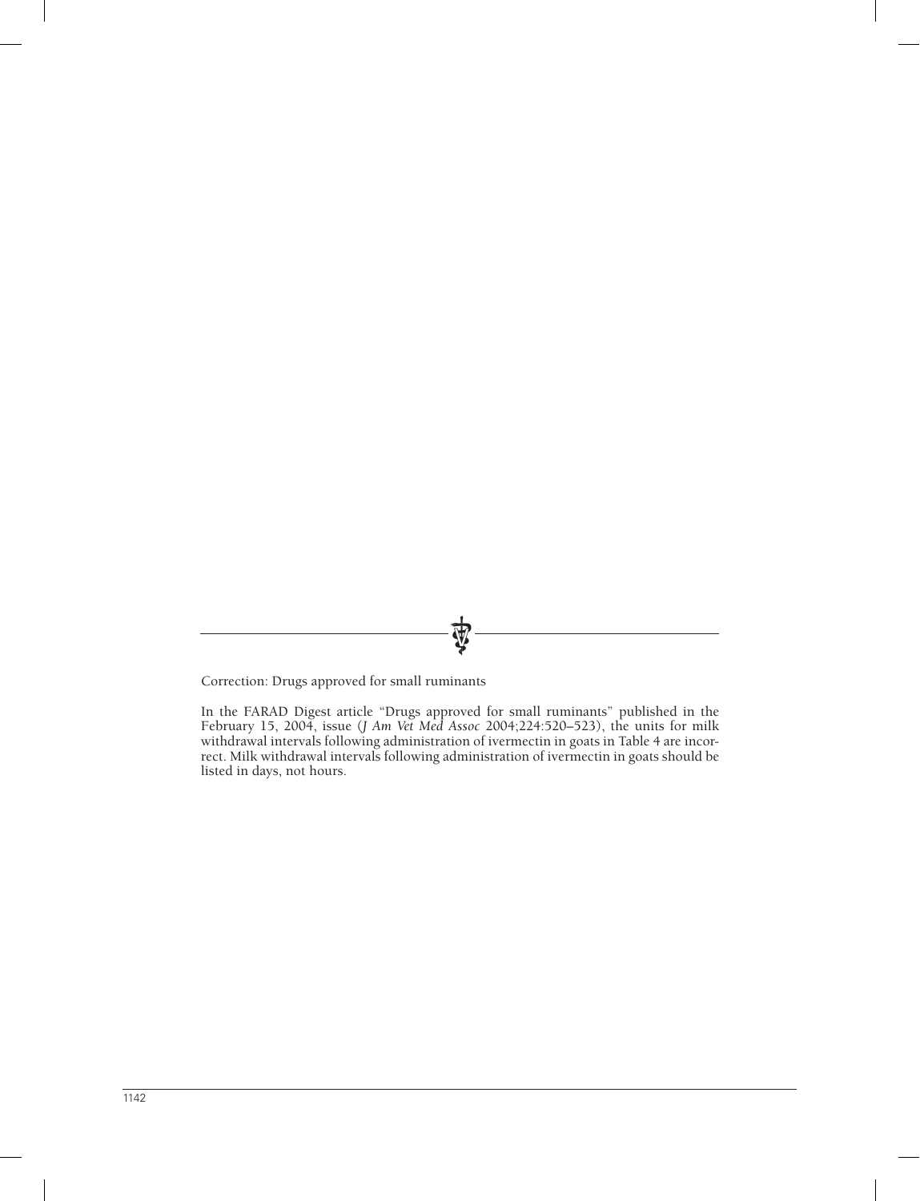## Correction: Drugs approved for small ruminants

In the FARAD Digest article "Drugs approved for small ruminants" published in the February 15, 2004, issue (*J Am Vet Med Assoc* 2004;224:520–523), the units for milk withdrawal intervals following administration of ivermectin in goats in Table 4 are incorrect. Milk withdrawal intervals following administration of ivermectin in goats should be listed in days, not hours.